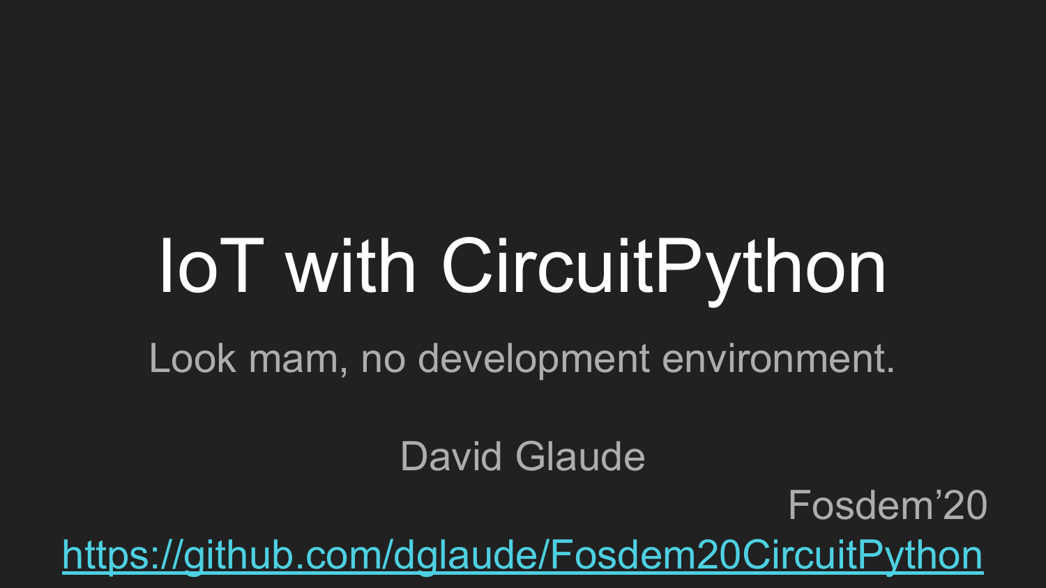# IoT with CircuitPython

Look mam, no development environment.

David Glaude

Fosdem’20

https://github.com/dglaude/Fosdem20CircuitPython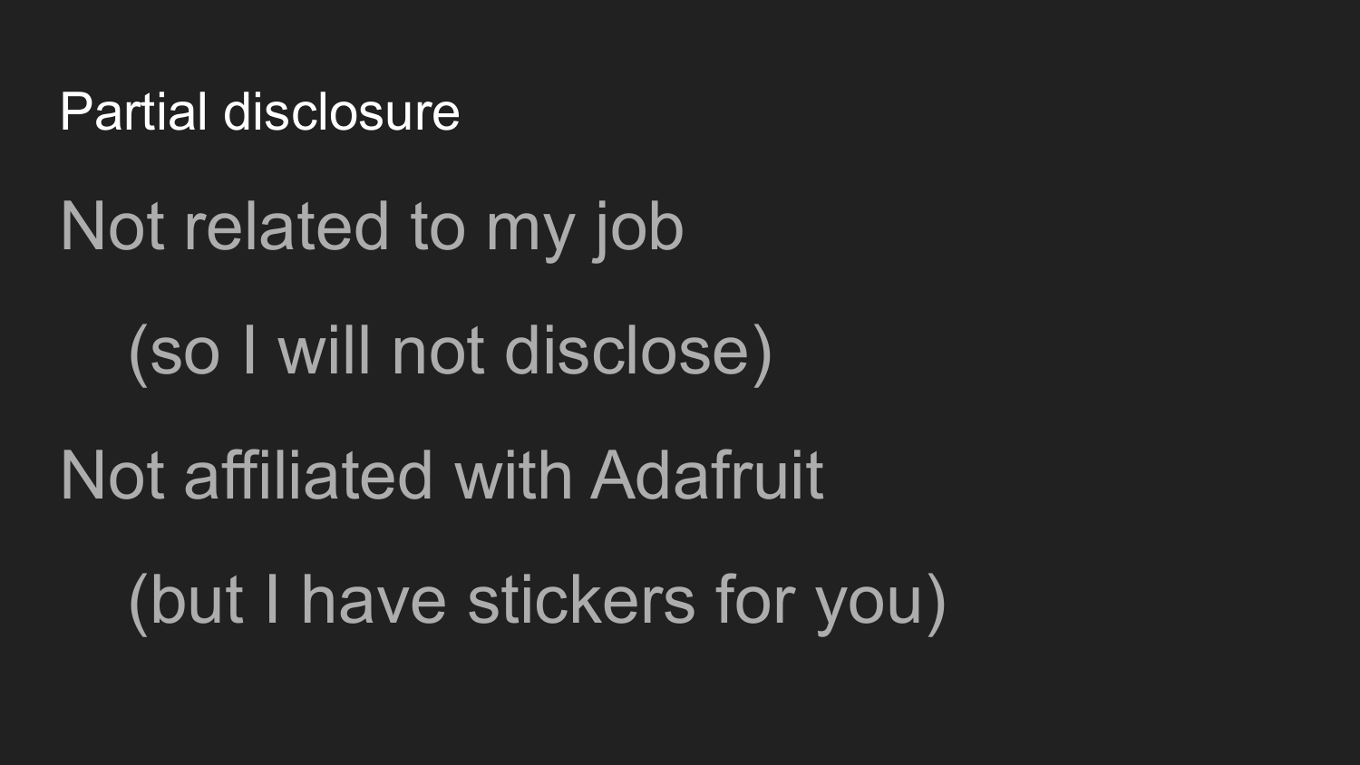# Partial disclosure

Not related to my job

- (so I will not disclose)

Not affiliated with Adafruit

- (but I have stickers for you)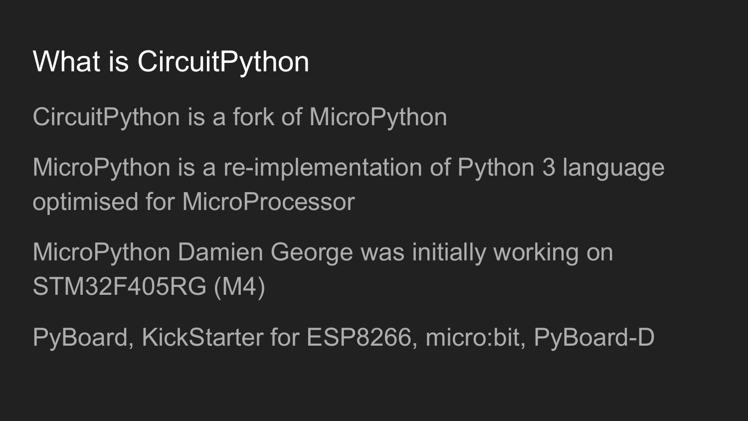# What is CircuitPython

CircuitPython is a fork of MicroPython

MicroPython is a re-implementation of Python 3 language optimised for MicroProcessor

MicroPython Damien George was initially working on STM32F405RG (M4)

PyBoard, KickStarter for ESP8266, micro:bit, PyBoard-D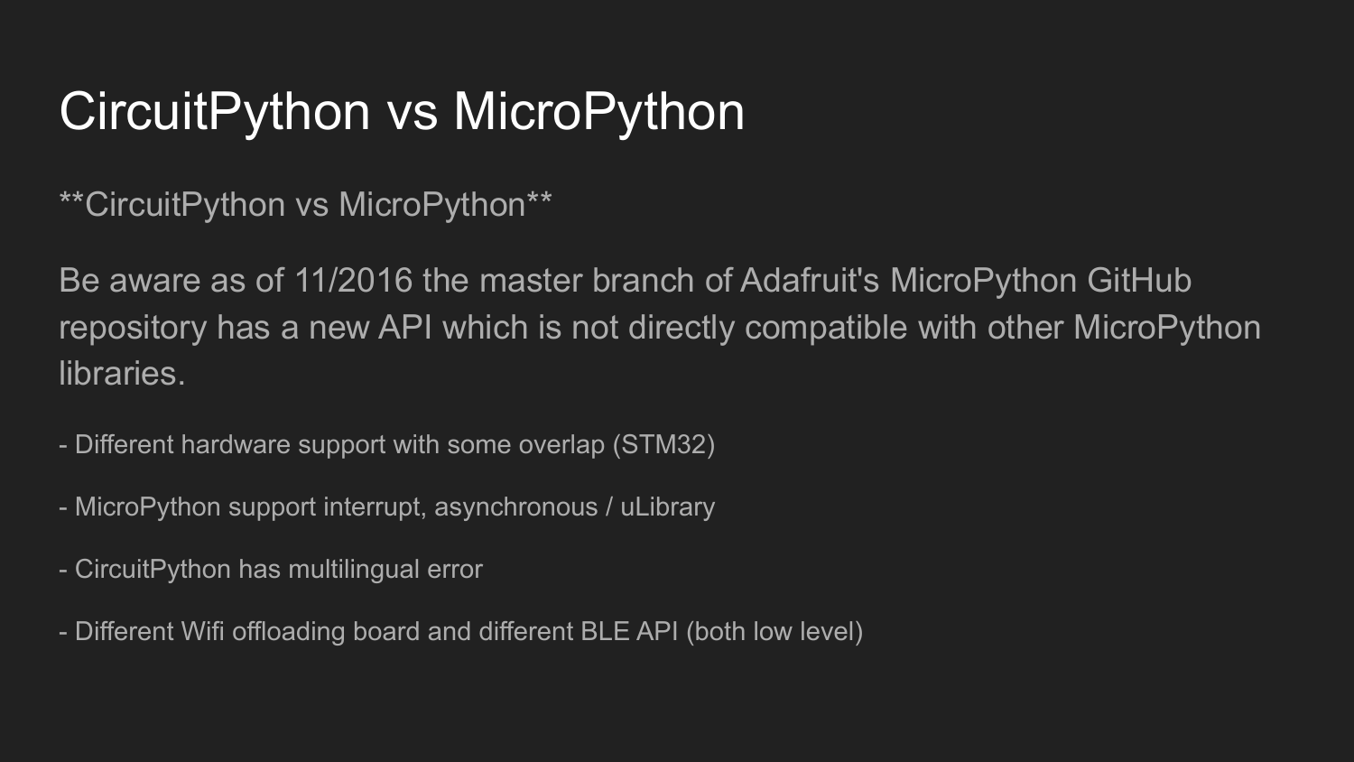# CircuitPython vs MicroPython

**CircuitPython vs MicroPython**

Be aware as of 11/2016 the master branch of Adafruit's MicroPython GitHub repository has a new API which is not directly compatible with other MicroPython libraries.

- Different hardware support with some overlap (STM32)

- MicroPython support interrupt, asynchronous / uLibrary

- CircuitPython has multilingual error

- Different Wifi offloading board and different BLE API (both low level)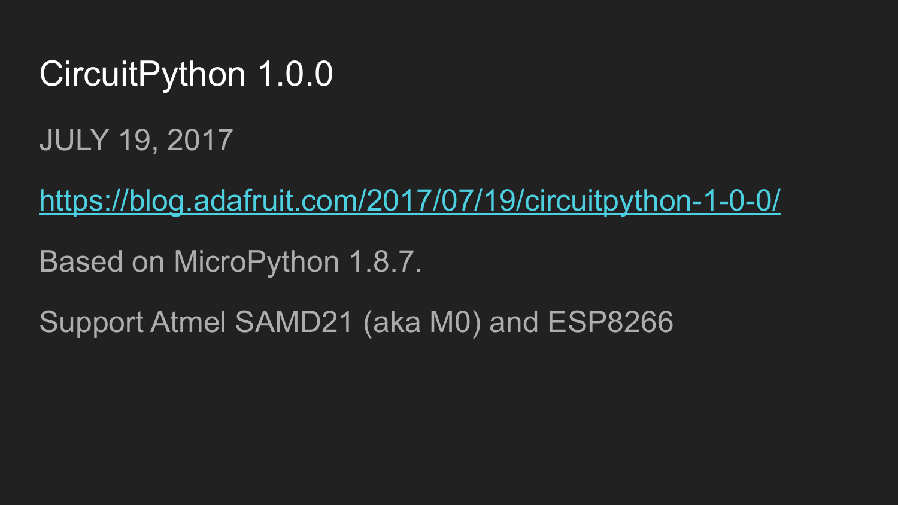# CircuitPython 1.0.0

JULY 19, 2017

https://blog.adafruit.com/2017/07/19/circuitpython-1-0-0/

Based on MicroPython 1.8.7.

Support Atmel SAMD21 (aka M0) and ESP8266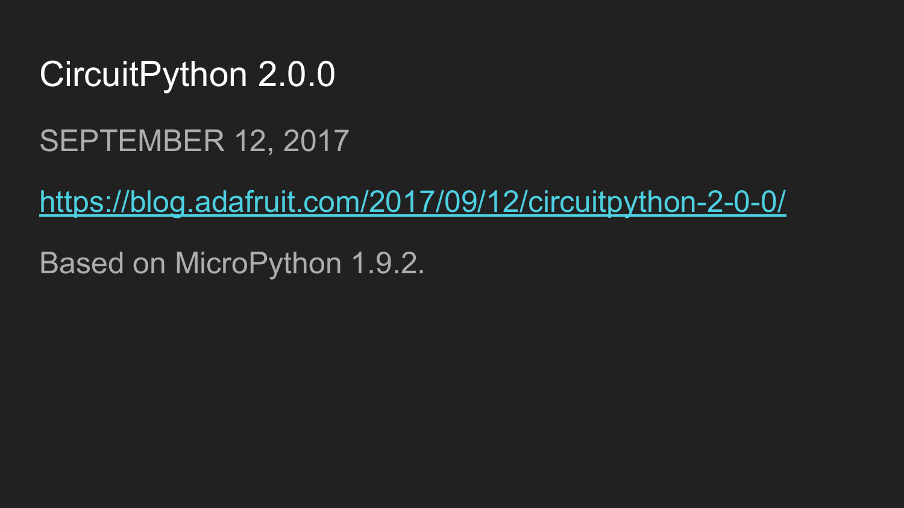# CircuitPython 2.0.0

SEPTEMBER 12, 2017

https://blog.adafruit.com/2017/09/12/circuitpython-2-0-0/

Based on MicroPython 1.9.2.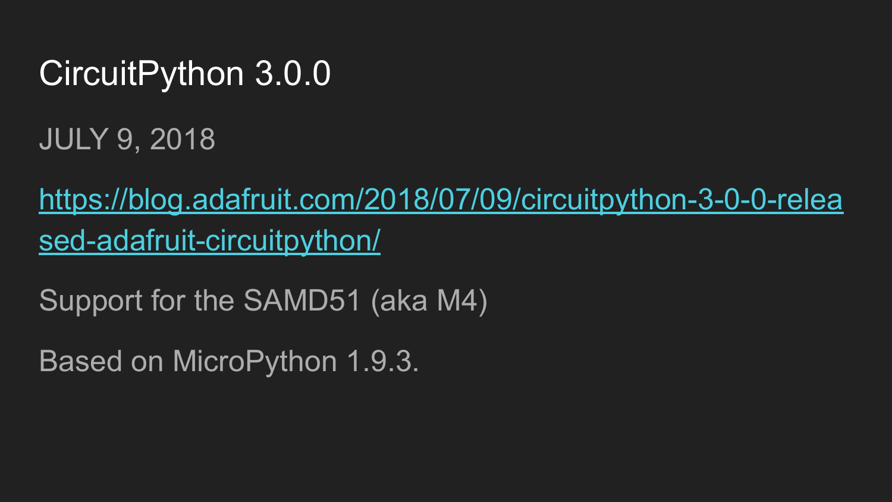# CircuitPython 3.0.0

JULY 9, 2018

[https://blog.adafruit.com/2018/07/09/circuitpython-3-0-0-released-adafruit-circuitpython/](https://blog.adafruit.com/2018/07/09/circuitpython-3-0-0-released-adafruit-circuitpython/)

Support for the SAMD51 (aka M4)

Based on MicroPython 1.9.3.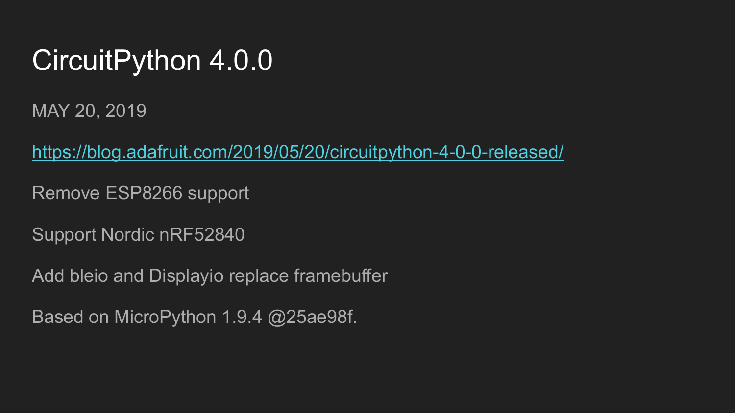# CircuitPython 4.0.0

MAY 20, 2019

https://blog.adafruit.com/2019/05/20/circuitpython-4-0-0-released/

Remove ESP8266 support

Support Nordic nRF52840

Add bleio and Displayio replace framebuffer

Based on MicroPython 1.9.4 @25ae98f.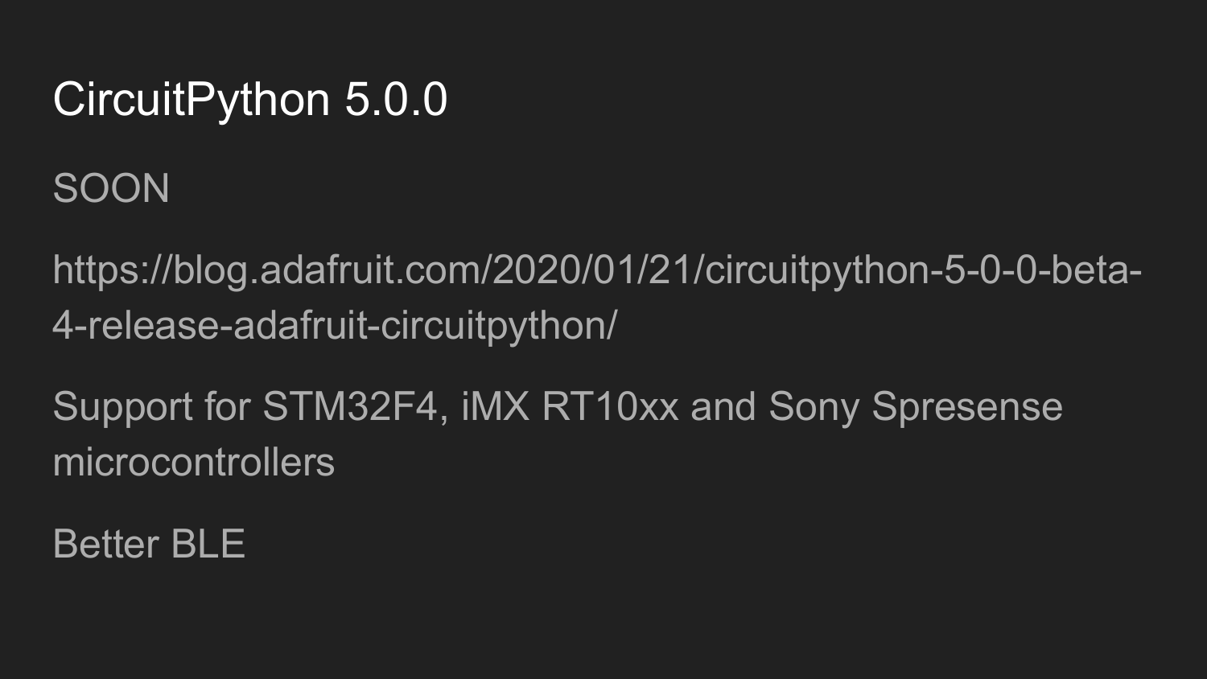# CircuitPython 5.0.0

SOON

https://blog.adafruit.com/2020/01/21/circuitpython-5-0-0-beta-4-release-adafruit-circuitpython/

Support for STM32F4, iMX RT10xx and Sony Spresense microcontrollers

Better BLE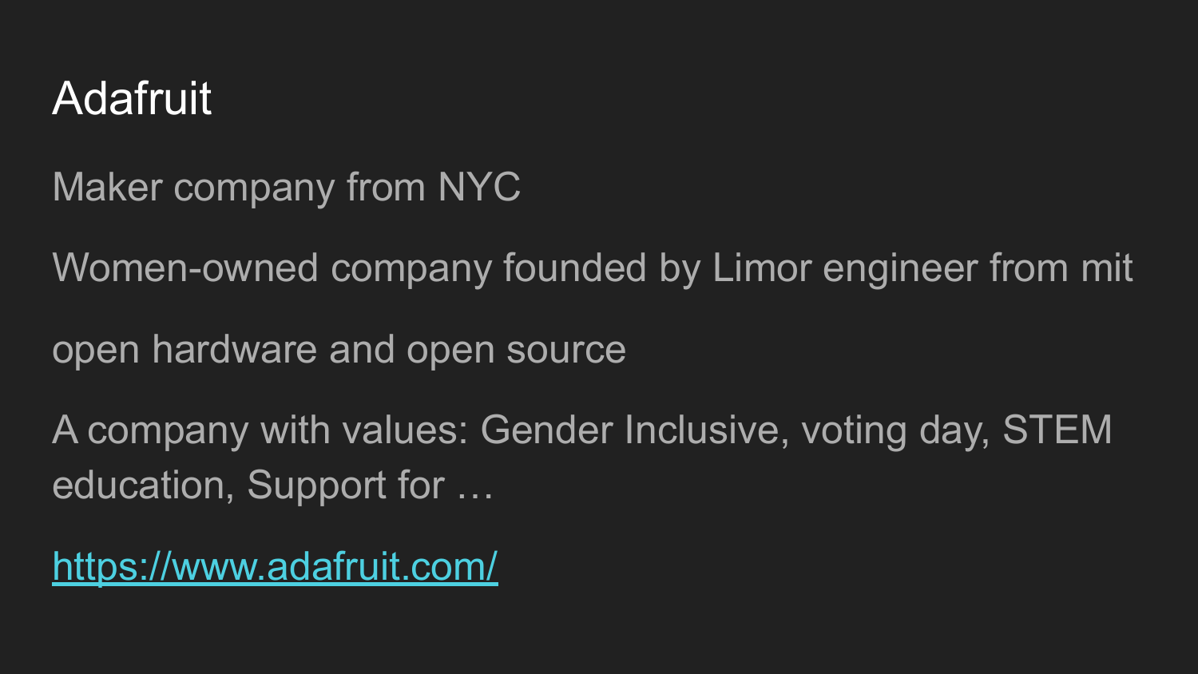# Adafruit

Maker company from NYC

Women-owned company founded by Limor engineer from mit

open hardware and open source

A company with values: Gender Inclusive, voting day, STEM education, Support for …

[https://www.adafruit.com/](https://www.adafruit.com/)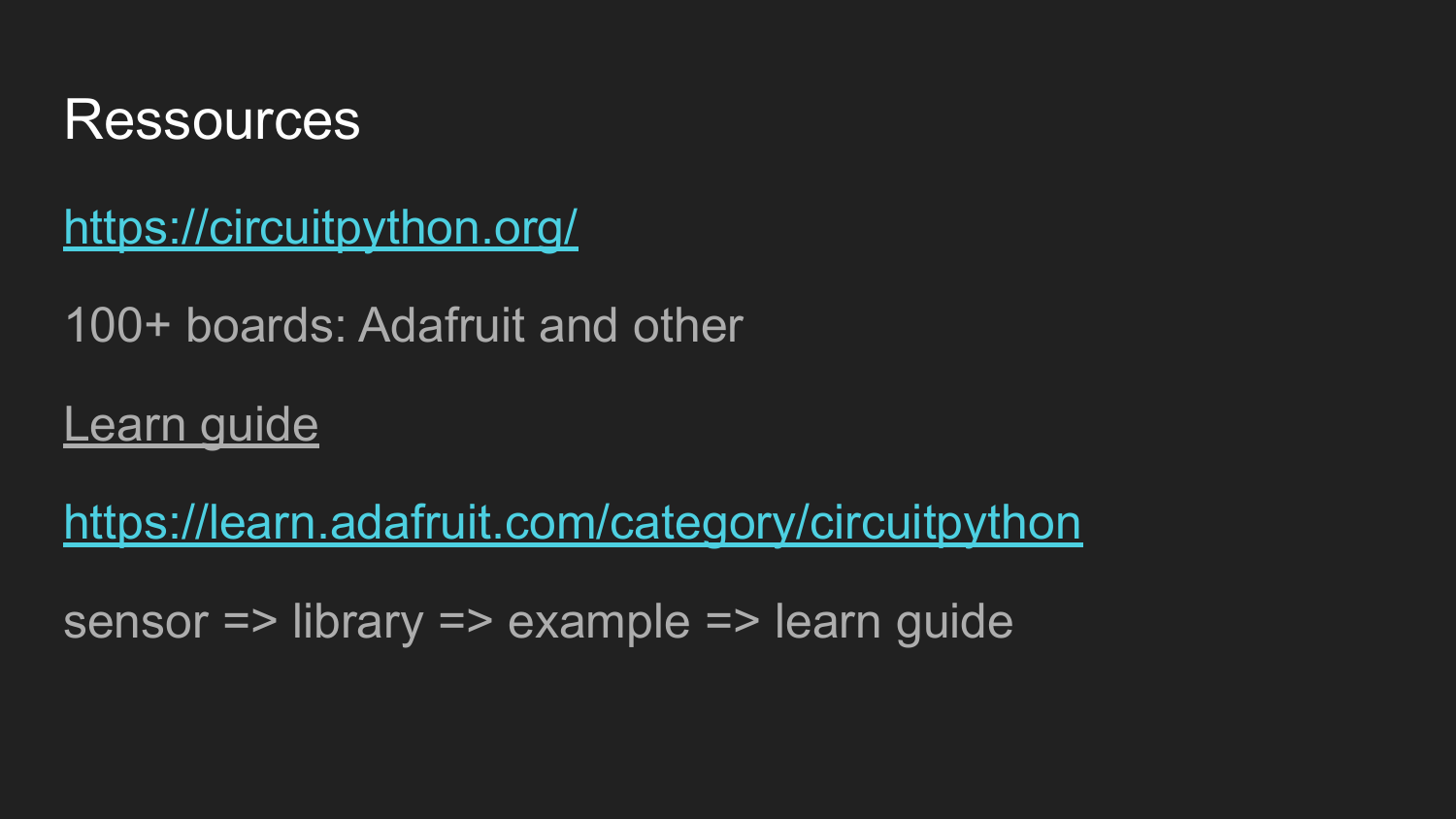# Ressources

https://circuitpython.org/

100+ boards: Adafruit and other

Learn guide

https://learn.adafruit.com/category/circuitpython

sensor => library => example => learn guide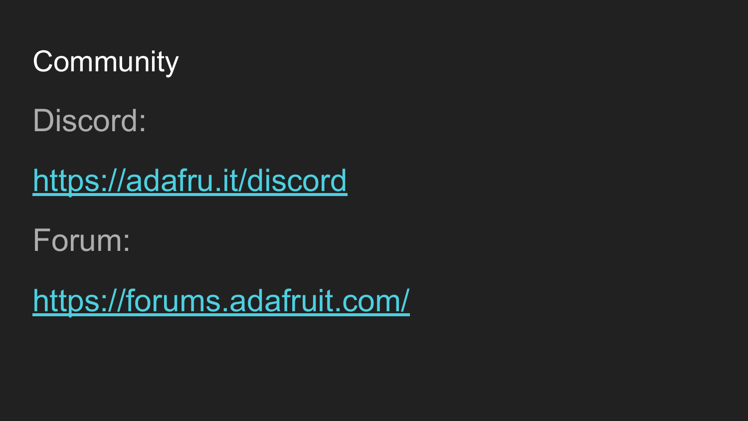# Community

Discord:

https://adafru.it/discord

Forum:

https://forums.adafruit.com/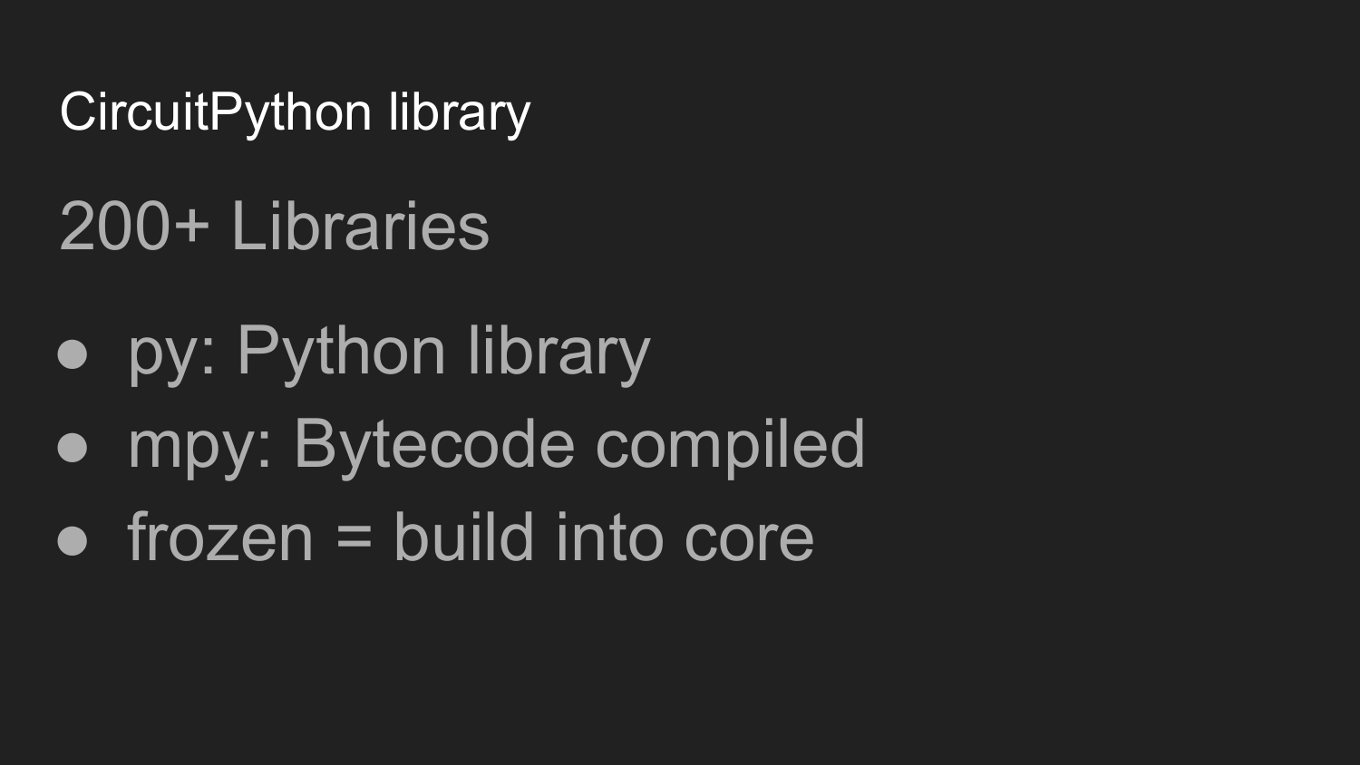# CircuitPython library

## 200+ Libraries

- py: Python library
- mpy: Bytecode compiled
- frozen = build into core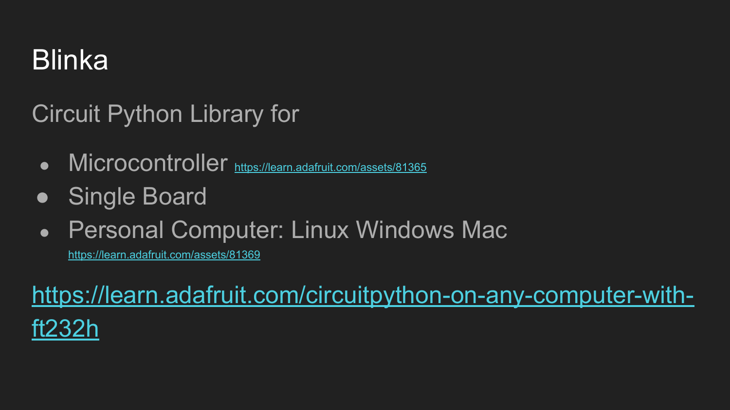# Blinka

Circuit Python Library for

- Microcontroller https://learn.adafruit.com/assets/81365
- Single Board
- Personal Computer: Linux Windows Mac
  https://learn.adafruit.com/assets/81369

https://learn.adafruit.com/circuitpython-on-any-computer-with-ft232h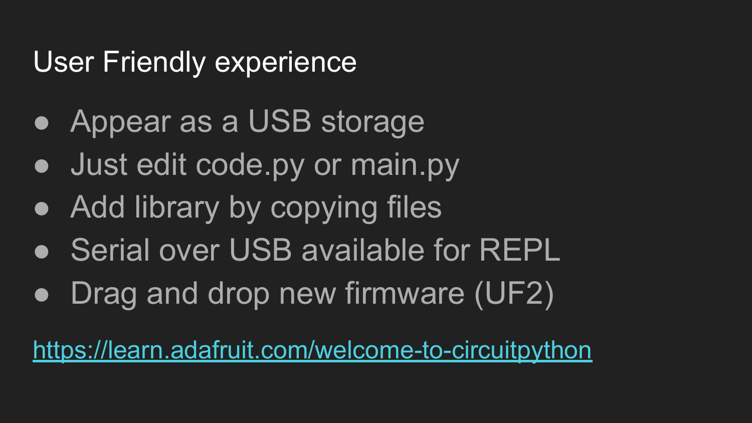# User Friendly experience

- Appear as a USB storage
- Just edit code.py or main.py
- Add library by copying files
- Serial over USB available for REPL
- Drag and drop new firmware (UF2)

https://learn.adafruit.com/welcome-to-circuitpython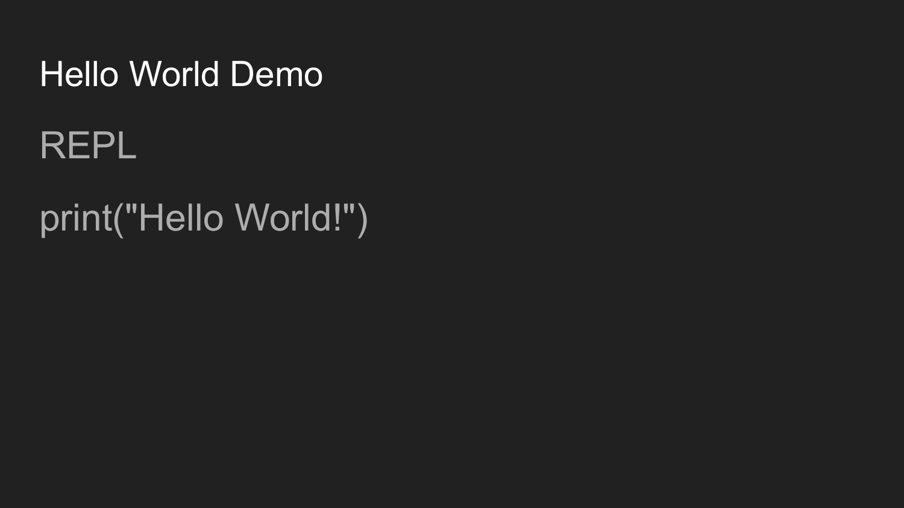# Hello World Demo

REPL

```
print("Hello World!")
```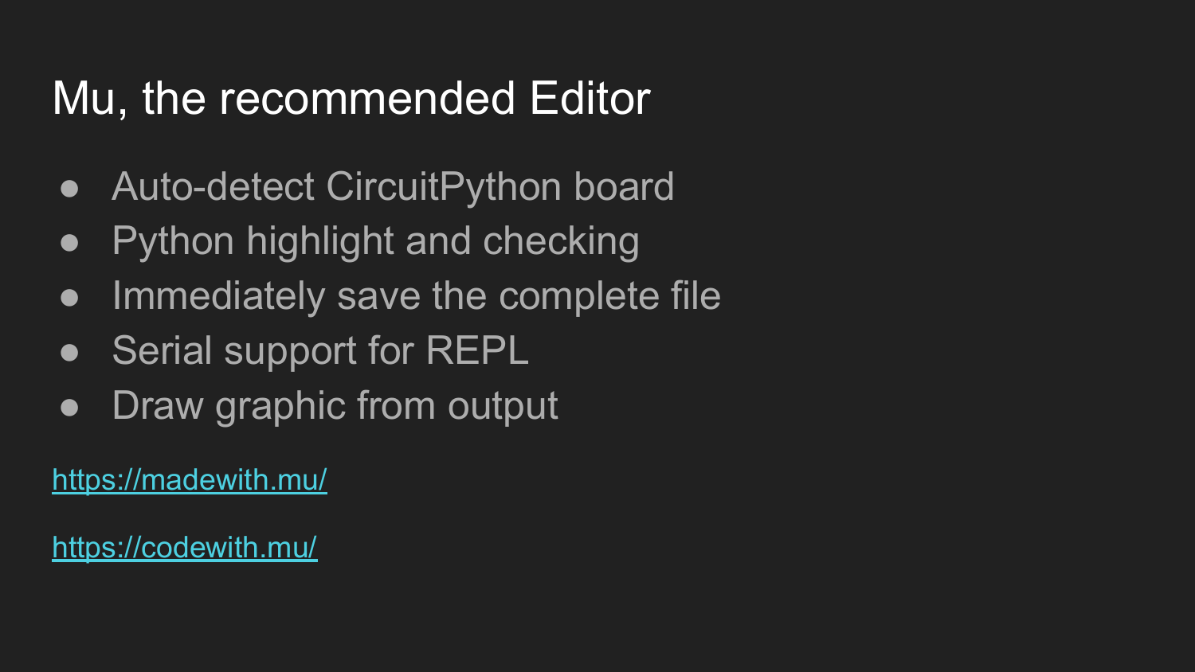# Mu, the recommended Editor

- Auto-detect CircuitPython board
- Python highlight and checking
- Immediately save the complete file
- Serial support for REPL
- Draw graphic from output

https://madewith.mu/

https://codewith.mu/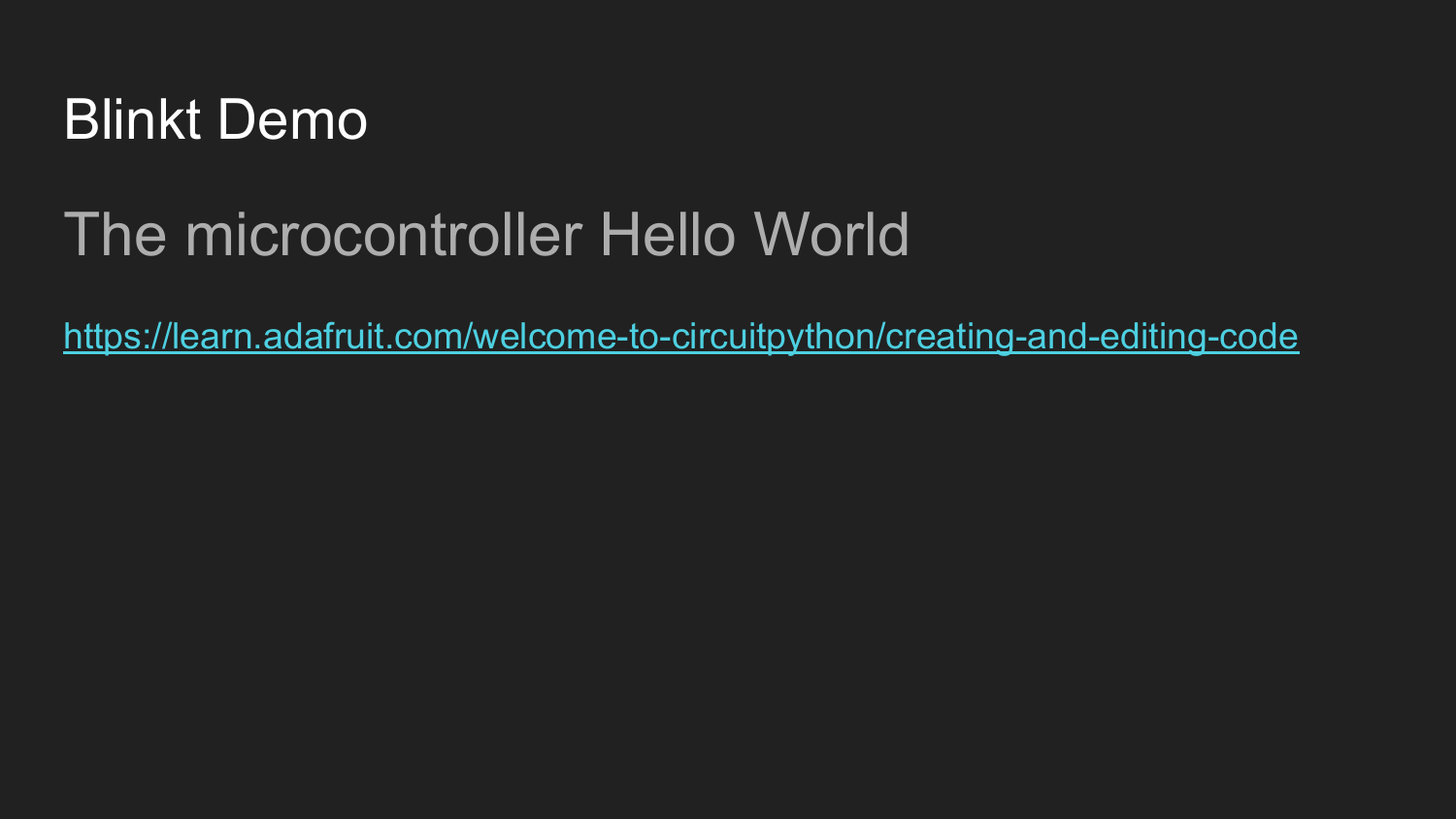# Blinkt Demo

## The microcontroller Hello World

https://learn.adafruit.com/welcome-to-circuitpython/creating-and-editing-code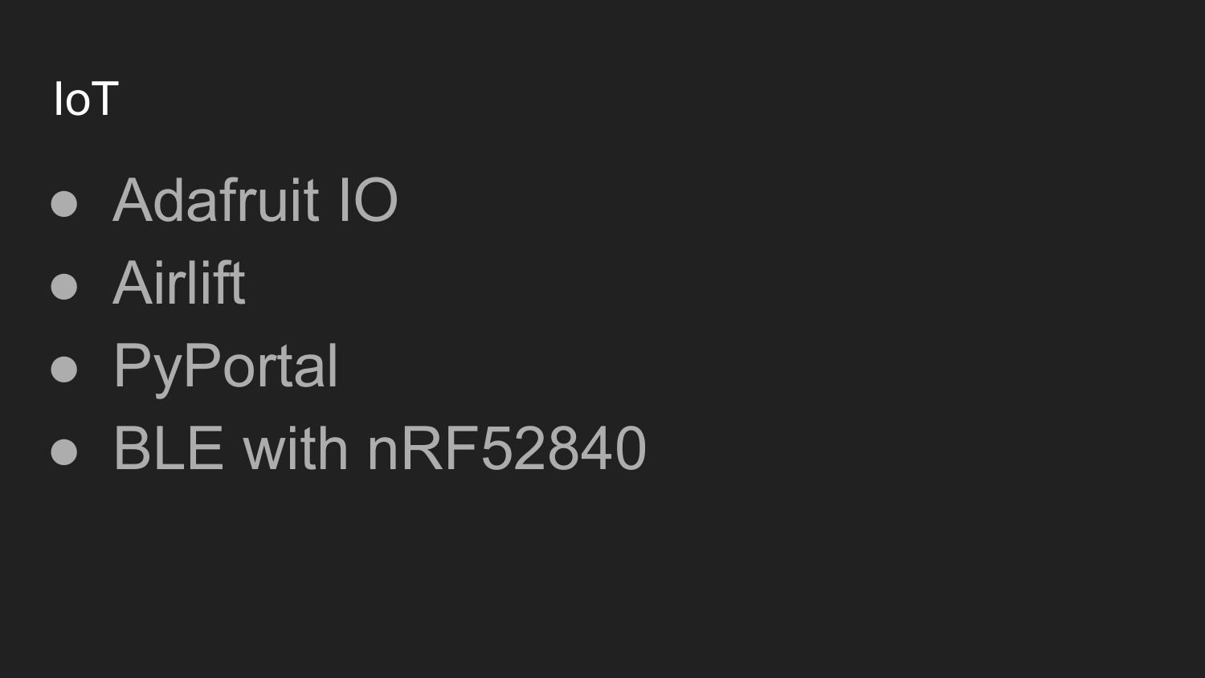# IoT

- Adafruit IO
- Airlift
- PyPortal
- BLE with nRF52840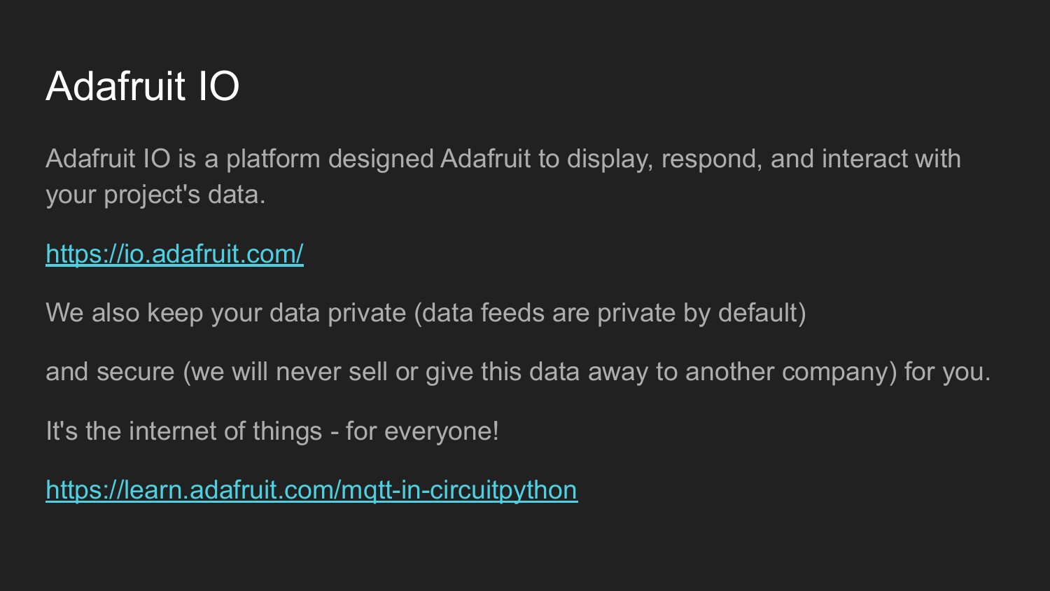# Adafruit IO

Adafruit IO is a platform designed Adafruit to display, respond, and interact with your project's data.

https://io.adafruit.com/

We also keep your data private (data feeds are private by default)

and secure (we will never sell or give this data away to another company) for you.

It's the internet of things - for everyone!

https://learn.adafruit.com/mqtt-in-circuitpython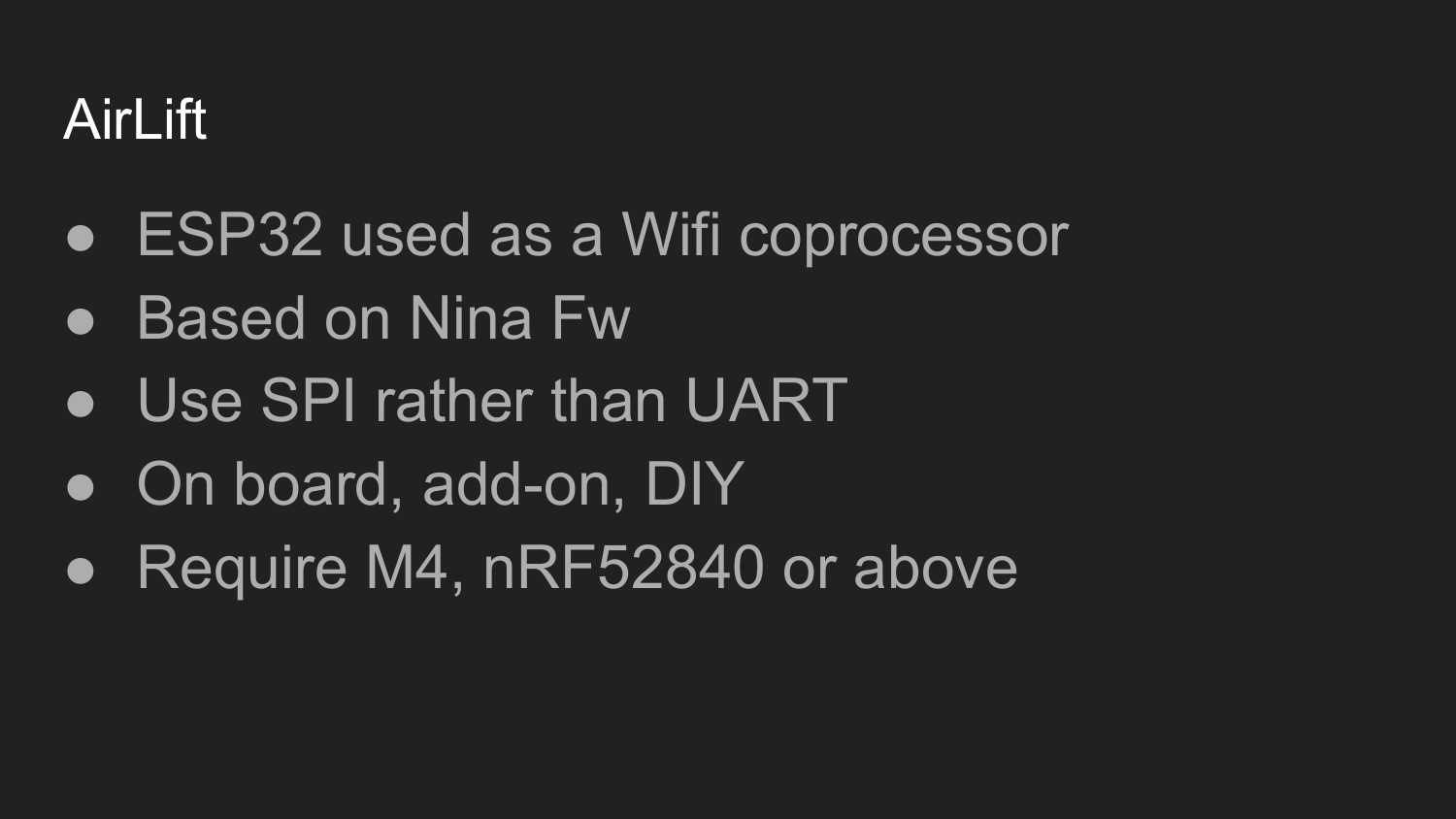# AirLift

- ESP32 used as a Wifi coprocessor
- Based on Nina Fw
- Use SPI rather than UART
- On board, add-on, DIY
- Require M4, nRF52840 or above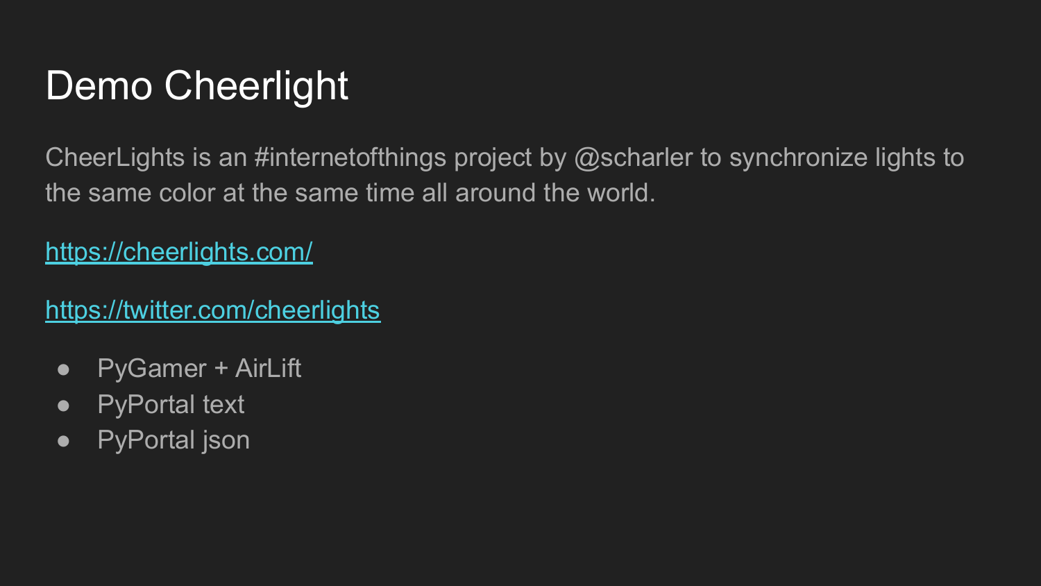# Demo Cheerlight

CheerLights is an #internetofthings project by @scharler to synchronize lights to the same color at the same time all around the world.

https://cheerlights.com/

https://twitter.com/cheerlights

- PyGamer + AirLift
- PyPortal text
- PyPortal json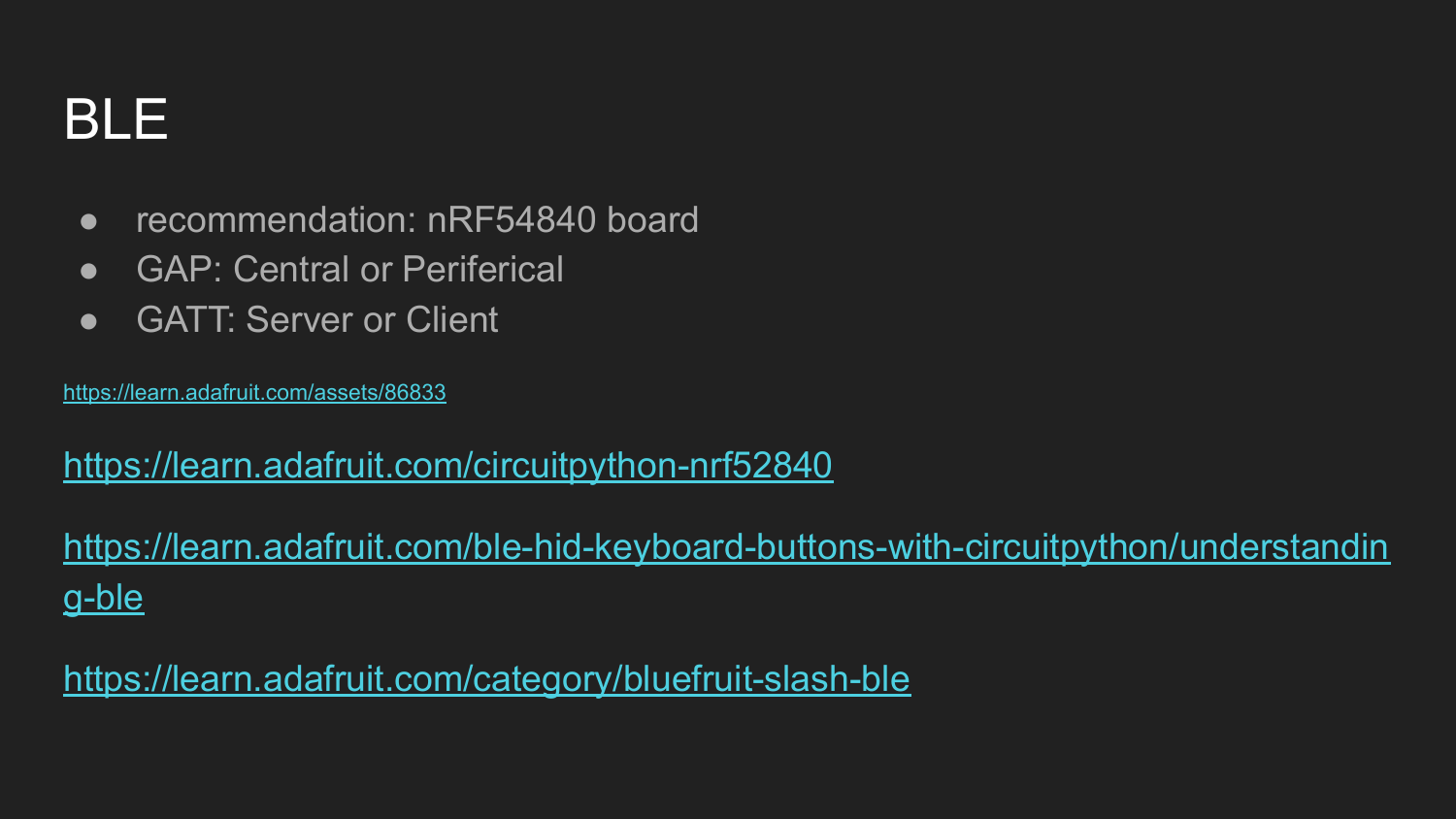# BLE

- recommendation: nRF54840 board
- GAP: Central or Periferical
- GATT: Server or Client

https://learn.adafruit.com/assets/86833

https://learn.adafruit.com/circuitpython-nrf52840

https://learn.adafruit.com/ble-hid-keyboard-buttons-with-circuitpython/understanding-ble

https://learn.adafruit.com/category/bluefruit-slash-ble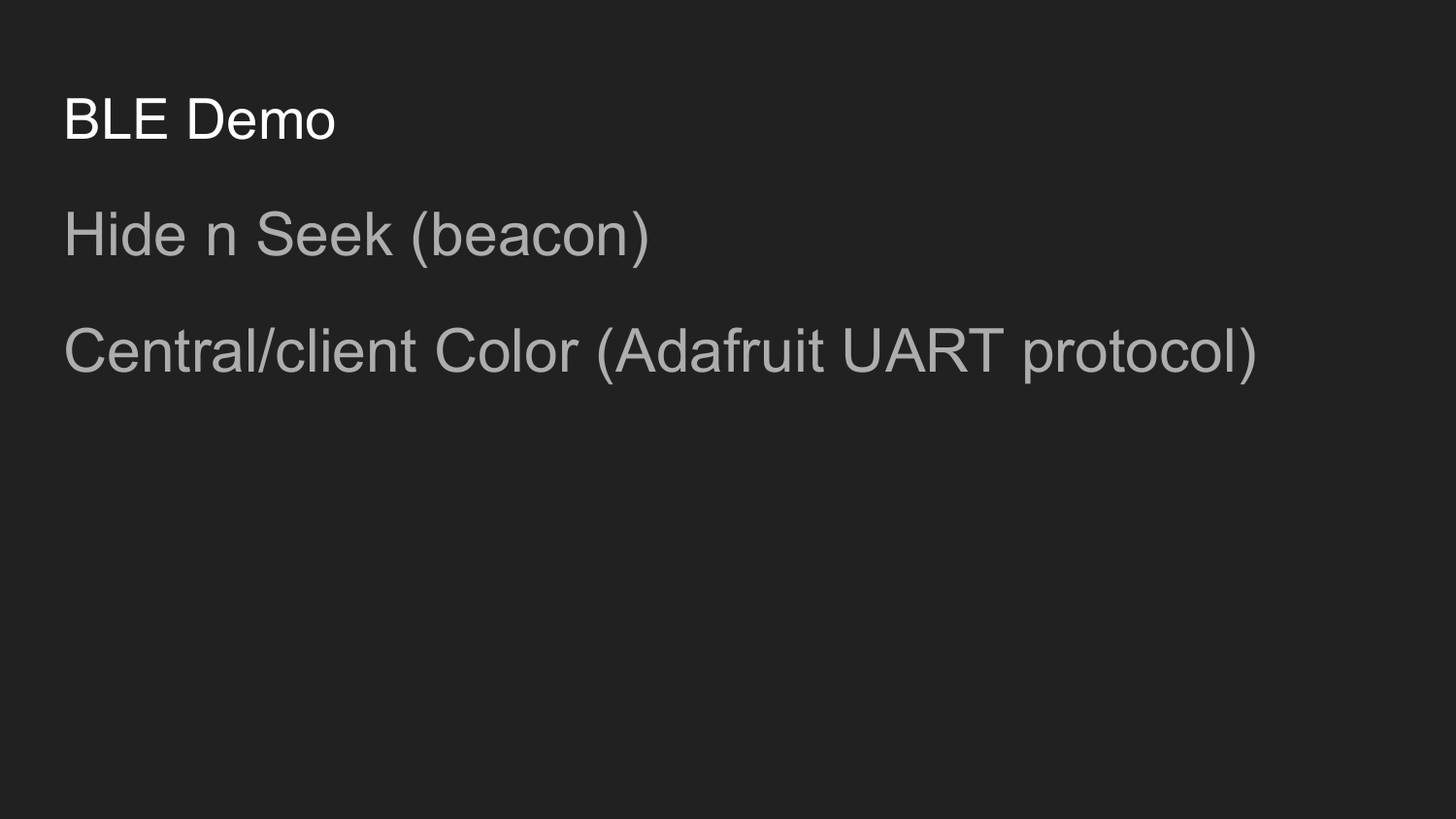# BLE Demo

Hide n Seek (beacon)

Central/client Color (Adafruit UART protocol)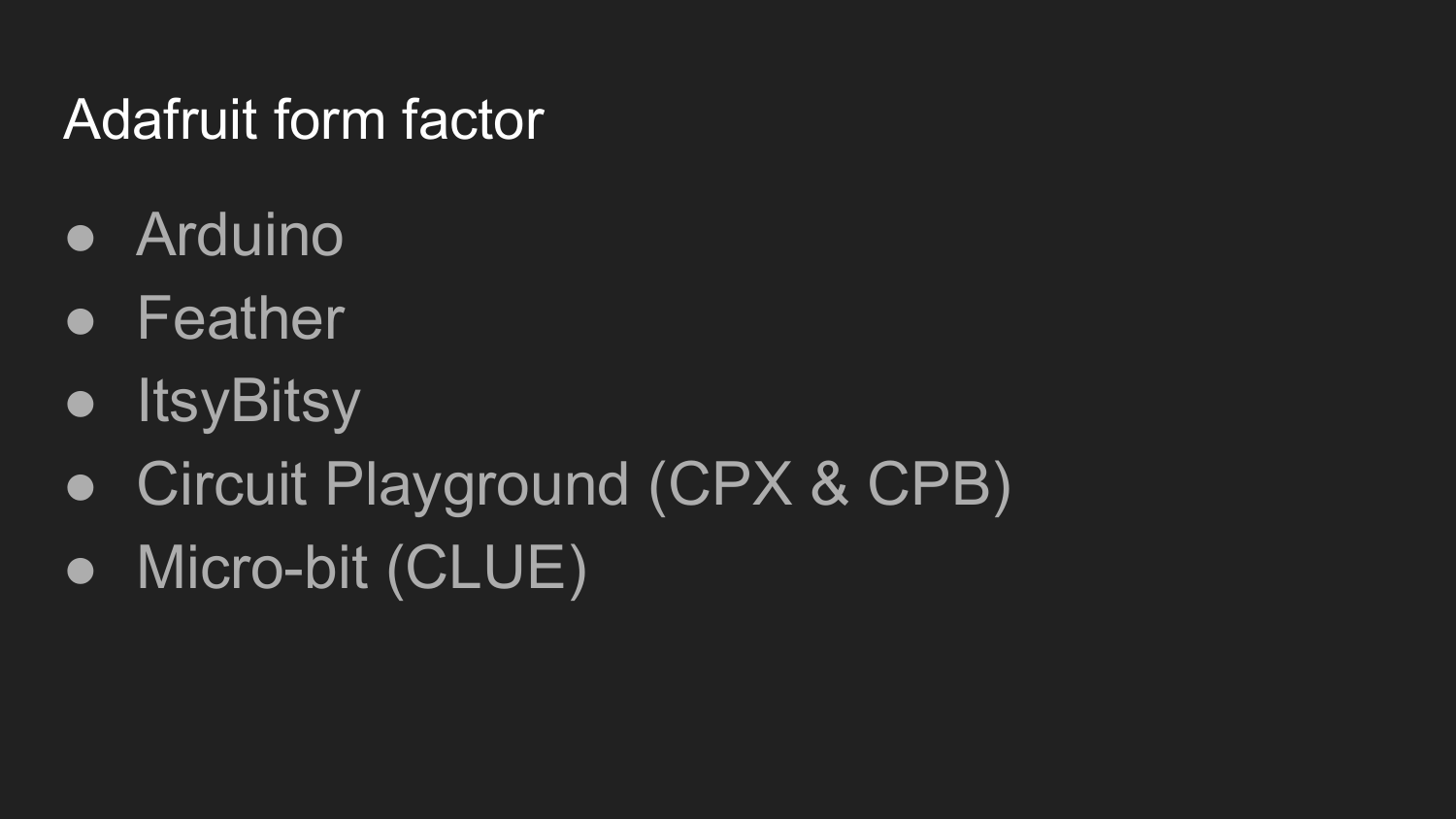# Adafruit form factor

- Arduino
- Feather
- ItsyBitsy
- Circuit Playground (CPX & CPB)
- Micro-bit (CLUE)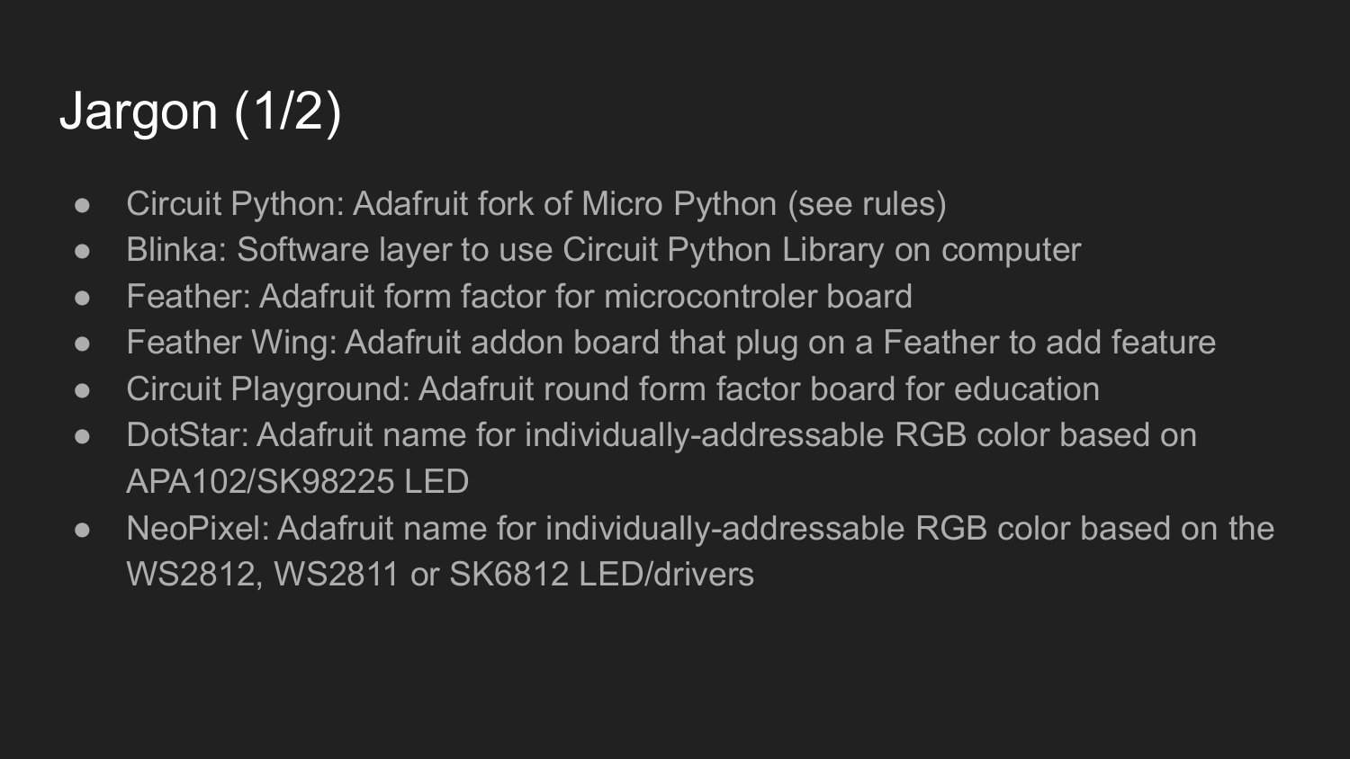# Jargon (1/2)

- Circuit Python: Adafruit fork of Micro Python (see rules)
- Blinka: Software layer to use Circuit Python Library on computer
- Feather: Adafruit form factor for microcontroler board
- Feather Wing: Adafruit addon board that plug on a Feather to add feature
- Circuit Playground: Adafruit round form factor board for education
- DotStar: Adafruit name for individually-addressable RGB color based on APA102/SK98225 LED
- NeoPixel: Adafruit name for individually-addressable RGB color based on the WS2812, WS2811 or SK6812 LED/drivers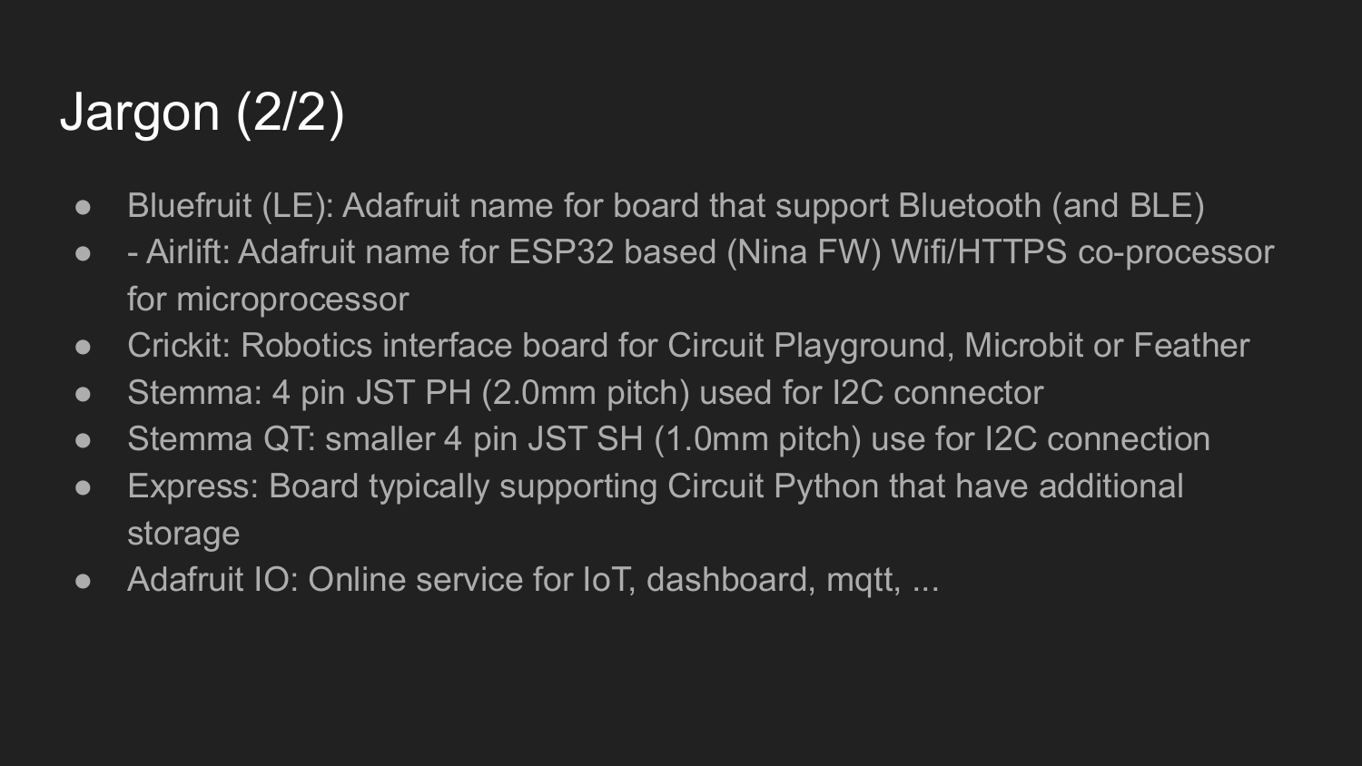# Jargon (2/2)

- Bluefruit (LE): Adafruit name for board that support Bluetooth (and BLE)
- - Airlift: Adafruit name for ESP32 based (Nina FW) Wifi/HTTPS co-processor for microprocessor
- Crickit: Robotics interface board for Circuit Playground, Microbit or Feather
- Stemma: 4 pin JST PH (2.0mm pitch) used for I2C connector
- Stemma QT: smaller 4 pin JST SH (1.0mm pitch) use for I2C connection
- Express: Board typically supporting Circuit Python that have additional storage
- Adafruit IO: Online service for IoT, dashboard, mqtt, ...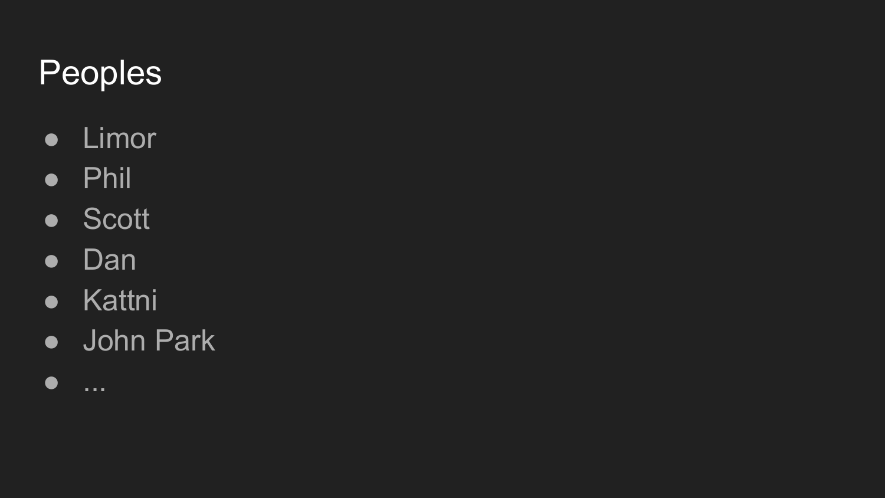# Peoples

- Limor
- Phil
- Scott
- Dan
- Kattni
- John Park
- ...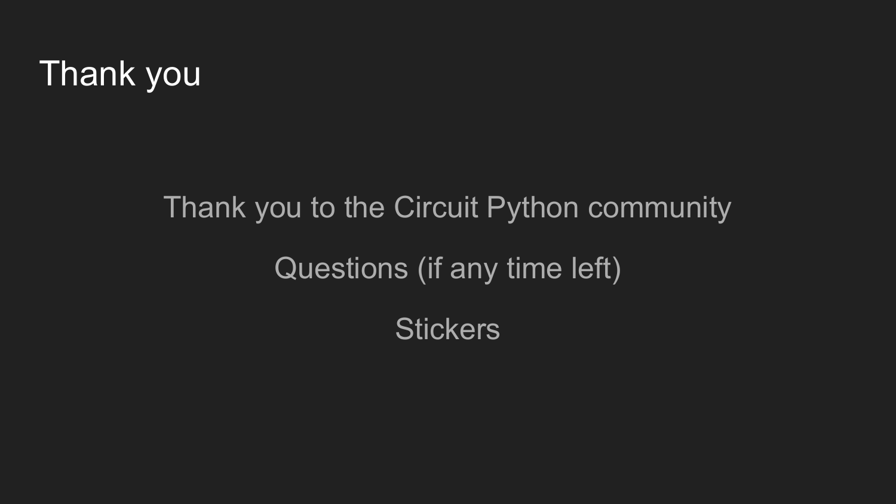# Thank you

Thank you to the Circuit Python community

Questions (if any time left)

Stickers